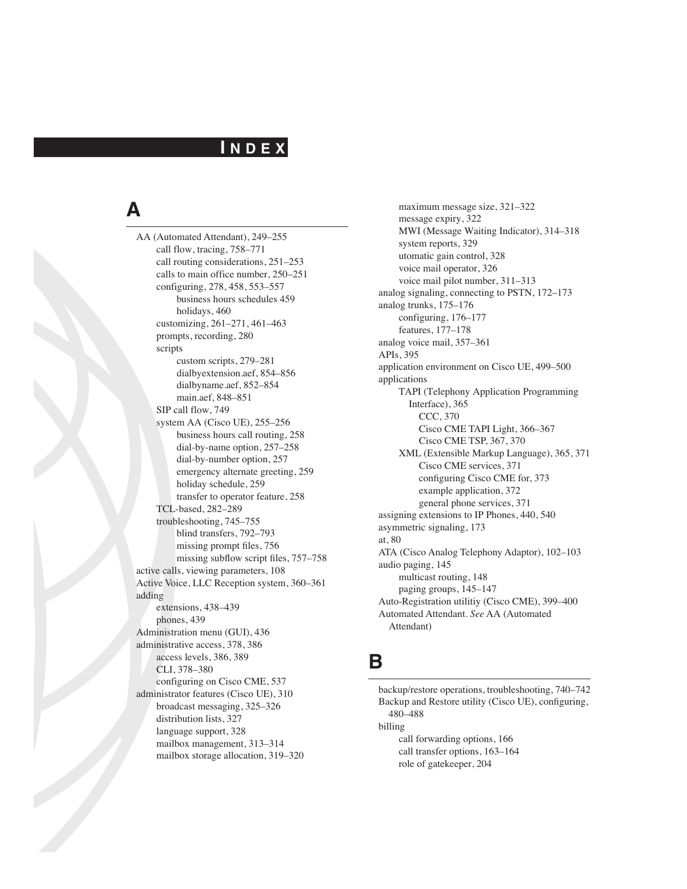# INDEX

## A

AA (Automated Attendant), 249–255
- call flow, tracing, 758–771
- call routing considerations, 251–253
- calls to main office number, 250–251
- configuring, 278, 458, 553–557
  - business hours schedules 459
  - holidays, 460
- customizing, 261–271, 461–463
- prompts, recording, 280
- scripts
  - custom scripts, 279–281
  - dialbyextension.aef, 854–856
  - dialbyname.aef, 852–854
  - main.aef, 848–851
- SIP call flow, 749
- system AA (Cisco UE), 255–256
  - business hours call routing, 258
  - dial-by-name option, 257–258
  - dial-by-number option, 257
  - emergency alternate greeting, 259
  - holiday schedule, 259
  - transfer to operator feature, 258
- TCL-based, 282–289
- troubleshooting, 745–755
  - blind transfers, 792–793
  - missing prompt files, 756
  - missing subflow script files, 757–758

active calls, viewing parameters, 108

Active Voice, LLC Reception system, 360–361

adding
- extensions, 438–439
- phones, 439

Administration menu (GUI), 436

administrative access, 378, 386
- access levels, 386, 389
- CLI, 378–380
- configuring on Cisco CME, 537

administrator features (Cisco UE), 310
- broadcast messaging, 325–326
- distribution lists, 327
- language support, 328
- mailbox management, 313–314
- mailbox storage allocation, 319–320
- maximum message size, 321–322
- message expiry, 322
- MWI (Message Waiting Indicator), 314–318
- system reports, 329
- utomatic gain control, 328
- voice mail operator, 326
- voice mail pilot number, 311–313

analog signaling, connecting to PSTN, 172–173

analog trunks, 175–176
- configuring, 176–177
- features, 177–178

analog voice mail, 357–361

APIs, 395

application environment on Cisco UE, 499–500

applications
- TAPI (Telephony Application Programming Interface), 365
  - CCC, 370
  - Cisco CME TAPI Light, 366–367
  - Cisco CME TSP, 367, 370
- XML (Extensible Markup Language), 365, 371
  - Cisco CME services, 371
  - configuring Cisco CME for, 373
  - example application, 372
  - general phone services, 371

assigning extensions to IP Phones, 440, 540

asymmetric signaling, 173

at, 80

ATA (Cisco Analog Telephony Adaptor), 102–103

audio paging, 145
- multicast routing, 148
- paging groups, 145–147

Auto-Registration utilitiy (Cisco CME), 399–400

Automated Attendant. *See* AA (Automated Attendant)

## B

backup/restore operations, troubleshooting, 740–742

Backup and Restore utility (Cisco UE), configuring, 480–488

billing
- call forwarding options, 166
- call transfer options, 163–164
- role of gatekeeper, 204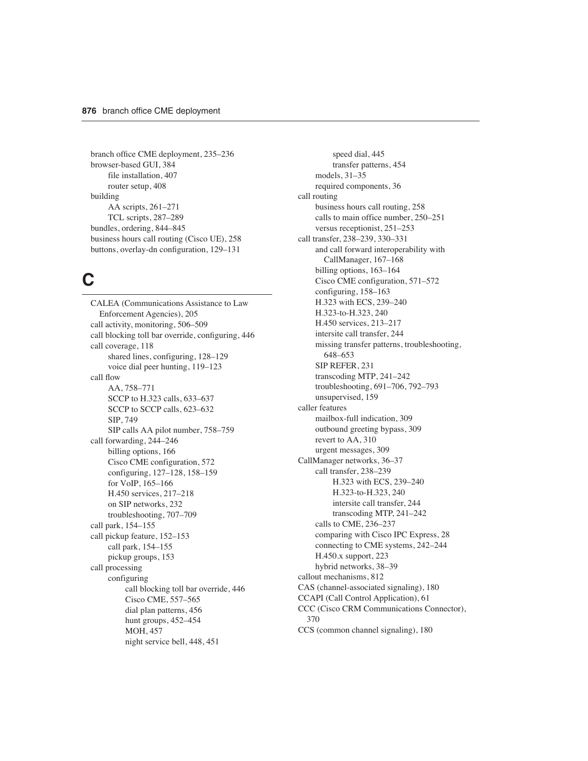branch office CME deployment, 235–236
browser-based GUI, 384
- file installation, 407
- router setup, 408

building
- AA scripts, 261–271
- TCL scripts, 287–289

bundles, ordering, 844–845
business hours call routing (Cisco UE), 258
buttons, overlay-dn configuration, 129–131

# C

CALEA (Communications Assistance to Law Enforcement Agencies), 205
call activity, monitoring, 506–509
call blocking toll bar override, configuring, 446
call coverage, 118
- shared lines, configuring, 128–129
- voice dial peer hunting, 119–123

call flow
- AA, 758–771
- SCCP to H.323 calls, 633–637
- SCCP to SCCP calls, 623–632
- SIP, 749
- SIP calls AA pilot number, 758–759

call forwarding, 244–246
- billing options, 166
- Cisco CME configuration, 572
- configuring, 127–128, 158–159
- for VoIP, 165–166
- H.450 services, 217–218
- on SIP networks, 232
- troubleshooting, 707–709

call park, 154–155
call pickup feature, 152–153
- call park, 154–155
- pickup groups, 153

call processing
- configuring
  - call blocking toll bar override, 446
  - Cisco CME, 557–565
  - dial plan patterns, 456
  - hunt groups, 452–454
  - MOH, 457
  - night service bell, 448, 451
  - speed dial, 445
  - transfer patterns, 454
- models, 31–35
- required components, 36

call routing
- business hours call routing, 258
- calls to main office number, 250–251
- versus receptionist, 251–253

call transfer, 238–239, 330–331
- and call forward interoperability with CallManager, 167–168
- billing options, 163–164
- Cisco CME configuration, 571–572
- configuring, 158–163
- H.323 with ECS, 239–240
- H.323-to-H.323, 240
- H.450 services, 213–217
- intersite call transfer, 244
- missing transfer patterns, troubleshooting, 648–653
- SIP REFER, 231
- transcoding MTP, 241–242
- troubleshooting, 691–706, 792–793
- unsupervised, 159

caller features
- mailbox-full indication, 309
- outbound greeting bypass, 309
- revert to AA, 310
- urgent messages, 309

CallManager networks, 36–37
- call transfer, 238–239
  - H.323 with ECS, 239–240
  - H.323-to-H.323, 240
  - intersite call transfer, 244
  - transcoding MTP, 241–242
- calls to CME, 236–237
- comparing with Cisco IPC Express, 28
- connecting to CME systems, 242–244
- H.450.x support, 223
- hybrid networks, 38–39

callout mechanisms, 812
CAS (channel-associated signaling), 180
CCAPI (Call Control Application), 61
CCC (Cisco CRM Communications Connector), 370
CCS (common channel signaling), 180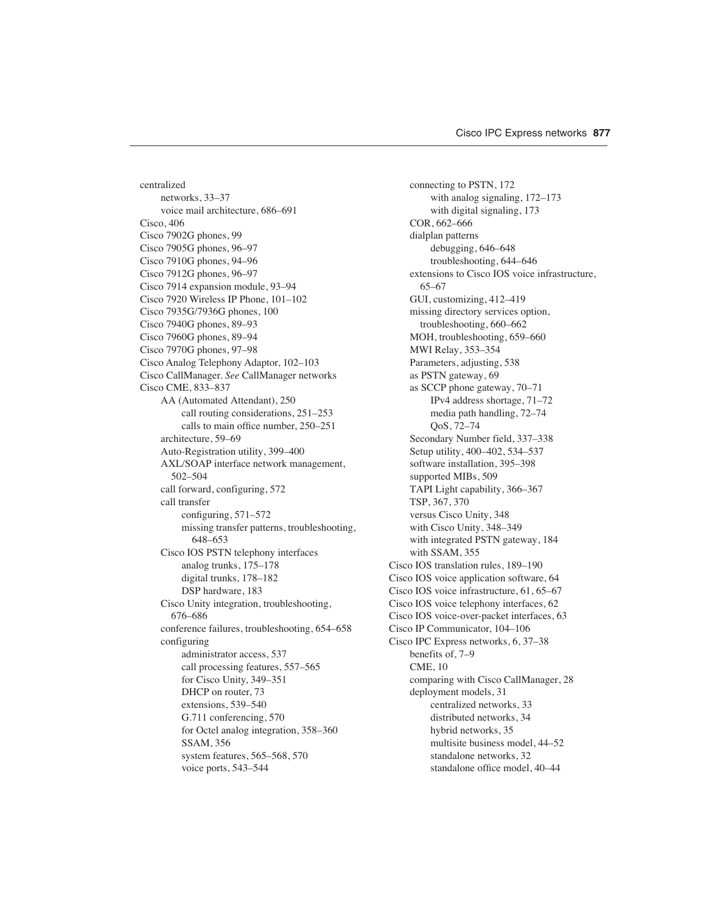centralized
- networks, 33–37
- voice mail architecture, 686–691

Cisco, 406
Cisco 7902G phones, 99
Cisco 7905G phones, 96–97
Cisco 7910G phones, 94–96
Cisco 7912G phones, 96–97
Cisco 7914 expansion module, 93–94
Cisco 7920 Wireless IP Phone, 101–102
Cisco 7935G/7936G phones, 100
Cisco 7940G phones, 89–93
Cisco 7960G phones, 89–94
Cisco 7970G phones, 97–98
Cisco Analog Telephony Adaptor, 102–103
Cisco CallManager. *See* CallManager networks
Cisco CME, 833–837
- AA (Automated Attendant), 250
  - call routing considerations, 251–253
  - calls to main office number, 250–251
- architecture, 59–69
- Auto-Registration utility, 399–400
- AXL/SOAP interface network management, 502–504
- call forward, configuring, 572
- call transfer
  - configuring, 571–572
  - missing transfer patterns, troubleshooting, 648–653
- Cisco IOS PSTN telephony interfaces
  - analog trunks, 175–178
  - digital trunks, 178–182
  - DSP hardware, 183
- Cisco Unity integration, troubleshooting, 676–686
- conference failures, troubleshooting, 654–658
- configuring
  - administrator access, 537
  - call processing features, 557–565
  - for Cisco Unity, 349–351
  - DHCP on router, 73
  - extensions, 539–540
  - G.711 conferencing, 570
  - for Octel analog integration, 358–360
  - SSAM, 356
  - system features, 565–568, 570
  - voice ports, 543–544
- connecting to PSTN, 172
  - with analog signaling, 172–173
  - with digital signaling, 173
- COR, 662–666
- dialplan patterns
  - debugging, 646–648
  - troubleshooting, 644–646
- extensions to Cisco IOS voice infrastructure, 65–67
- GUI, customizing, 412–419
- missing directory services option, troubleshooting, 660–662
- MOH, troubleshooting, 659–660
- MWI Relay, 353–354
- Parameters, adjusting, 538
- as PSTN gateway, 69
- as SCCP phone gateway, 70–71
  - IPv4 address shortage, 71–72
  - media path handling, 72–74
  - QoS, 72–74
- Secondary Number field, 337–338
- Setup utility, 400–402, 534–537
- software installation, 395–398
- supported MIBs, 509
- TAPI Light capability, 366–367
- TSP, 367, 370
- versus Cisco Unity, 348
- with Cisco Unity, 348–349
- with integrated PSTN gateway, 184
- with SSAM, 355

Cisco IOS translation rules, 189–190
Cisco IOS voice application software, 64
Cisco IOS voice infrastructure, 61, 65–67
Cisco IOS voice telephony interfaces, 62
Cisco IOS voice-over-packet interfaces, 63
Cisco IP Communicator, 104–106
Cisco IPC Express networks, 6, 37–38
- benefits of, 7–9
- CME, 10
- comparing with Cisco CallManager, 28
- deployment models, 31
  - centralized networks, 33
  - distributed networks, 34
  - hybrid networks, 35
  - multisite business model, 44–52
  - standalone networks, 32
  - standalone office model, 40–44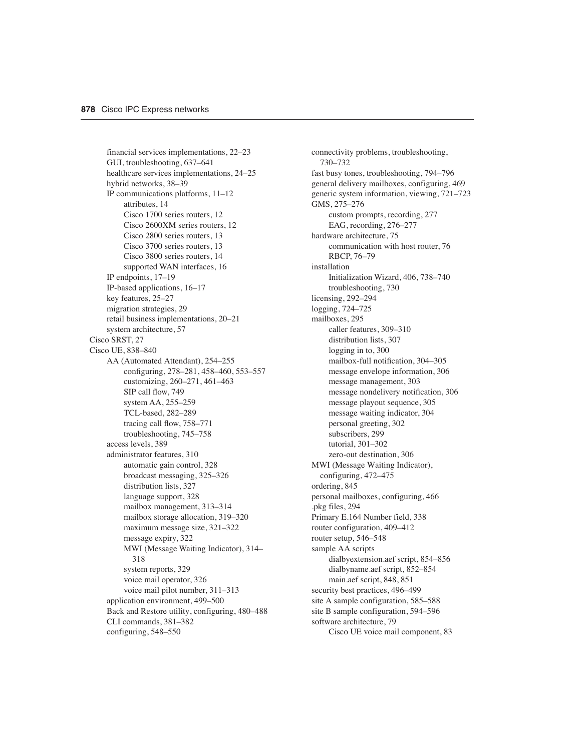financial services implementations, 22–23
GUI, troubleshooting, 637–641
healthcare services implementations, 24–25
hybrid networks, 38–39
IP communications platforms, 11–12
- attributes, 14
- Cisco 1700 series routers, 12
- Cisco 2600XM series routers, 12
- Cisco 2800 series routers, 13
- Cisco 3700 series routers, 13
- Cisco 3800 series routers, 14
- supported WAN interfaces, 16

IP endpoints, 17–19
IP-based applications, 16–17
key features, 25–27
migration strategies, 29
retail business implementations, 20–21
system architecture, 57

Cisco SRST, 27

Cisco UE, 838–840
- AA (Automated Attendant), 254–255
  - configuring, 278–281, 458–460, 553–557
  - customizing, 260–271, 461–463
  - SIP call flow, 749
  - system AA, 255–259
  - TCL-based, 282–289
  - tracing call flow, 758–771
  - troubleshooting, 745–758
- access levels, 389
- administrator features, 310
  - automatic gain control, 328
  - broadcast messaging, 325–326
  - distribution lists, 327
  - language support, 328
  - mailbox management, 313–314
  - mailbox storage allocation, 319–320
  - maximum message size, 321–322
  - message expiry, 322
  - MWI (Message Waiting Indicator), 314–318
  - system reports, 329
  - voice mail operator, 326
  - voice mail pilot number, 311–313
- application environment, 499–500
- Back and Restore utility, configuring, 480–488
- CLI commands, 381–382
- configuring, 548–550
- connectivity problems, troubleshooting, 730–732
- fast busy tones, troubleshooting, 794–796
- general delivery mailboxes, configuring, 469
- generic system information, viewing, 721–723
- GMS, 275–276
  - custom prompts, recording, 277
  - EAG, recording, 276–277
- hardware architecture, 75
  - communication with host router, 76
  - RBCP, 76–79
- installation
  - Initialization Wizard, 406, 738–740
  - troubleshooting, 730
- licensing, 292–294
- logging, 724–725
- mailboxes, 295
  - caller features, 309–310
  - distribution lists, 307
  - logging in to, 300
  - mailbox-full notification, 304–305
  - message envelope information, 306
  - message management, 303
  - message nondelivery notification, 306
  - message playout sequence, 305
  - message waiting indicator, 304
  - personal greeting, 302
  - subscribers, 299
  - tutorial, 301–302
  - zero-out destination, 306
- MWI (Message Waiting Indicator), configuring, 472–475
- ordering, 845
- personal mailboxes, configuring, 466
- .pkg files, 294
- Primary E.164 Number field, 338
- router configuration, 409–412
- router setup, 546–548
- sample AA scripts
  - dialbyextension.aef script, 854–856
  - dialbyname.aef script, 852–854
  - main.aef script, 848, 851
- security best practices, 496–499
- site A sample configuration, 585–588
- site B sample configuration, 594–596
- software architecture, 79
  - Cisco UE voice mail component, 83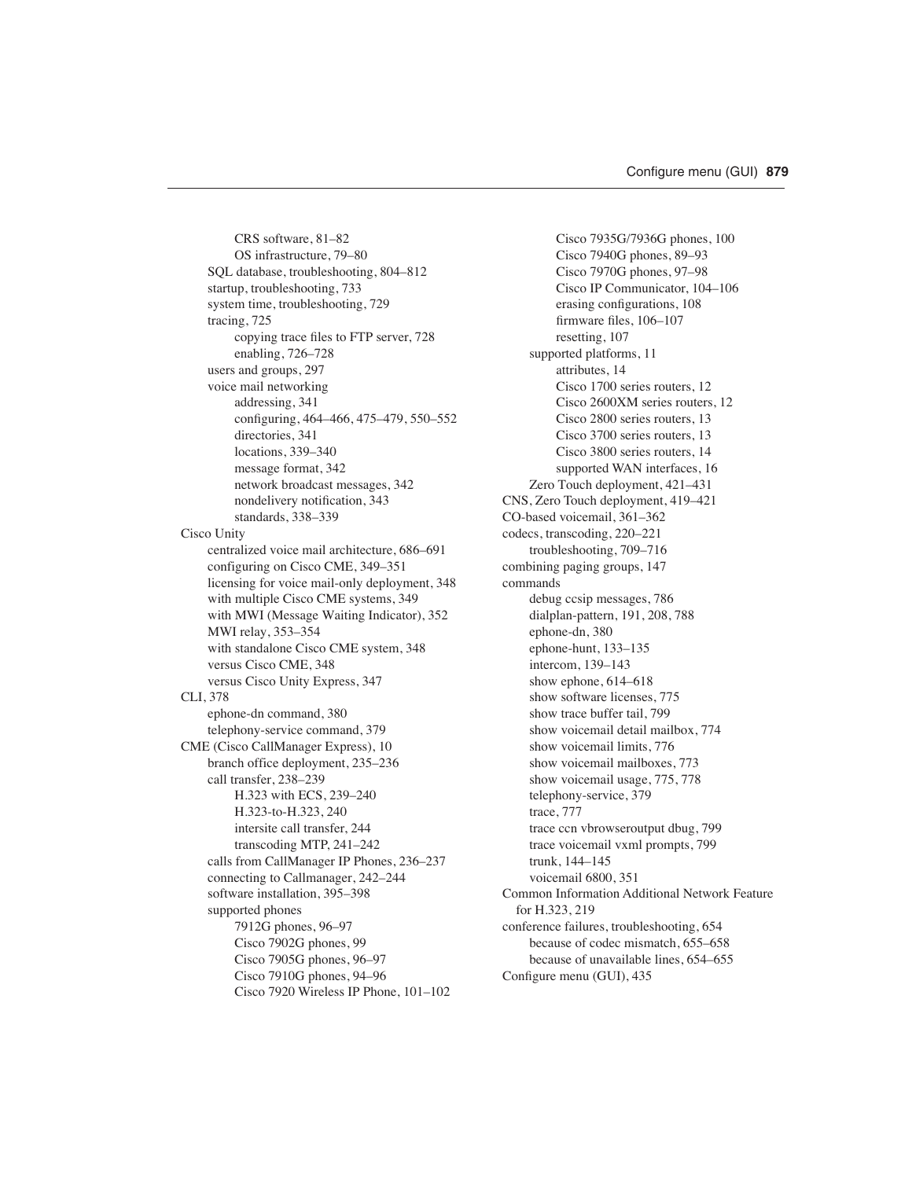- CRS software, 81–82
- OS infrastructure, 79–80
- SQL database, troubleshooting, 804–812
- startup, troubleshooting, 733
- system time, troubleshooting, 729
- tracing, 725
  - copying trace files to FTP server, 728
  - enabling, 726–728
- users and groups, 297
- voice mail networking
  - addressing, 341
  - configuring, 464–466, 475–479, 550–552
  - directories, 341
  - locations, 339–340
  - message format, 342
  - network broadcast messages, 342
  - nondelivery notification, 343
  - standards, 338–339

Cisco Unity
- centralized voice mail architecture, 686–691
- configuring on Cisco CME, 349–351
- licensing for voice mail-only deployment, 348
- with multiple Cisco CME systems, 349
- with MWI (Message Waiting Indicator), 352
- MWI relay, 353–354
- with standalone Cisco CME system, 348
- versus Cisco CME, 348
- versus Cisco Unity Express, 347

CLI, 378
- ephone-dn command, 380
- telephony-service command, 379

CME (Cisco CallManager Express), 10
- branch office deployment, 235–236
- call transfer, 238–239
  - H.323 with ECS, 239–240
  - H.323-to-H.323, 240
  - intersite call transfer, 244
  - transcoding MTP, 241–242
- calls from CallManager IP Phones, 236–237
- connecting to Callmanager, 242–244
- software installation, 395–398
- supported phones
  - 7912G phones, 96–97
  - Cisco 7902G phones, 99
  - Cisco 7905G phones, 96–97
  - Cisco 7910G phones, 94–96
  - Cisco 7920 Wireless IP Phone, 101–102
  - Cisco 7935G/7936G phones, 100
  - Cisco 7940G phones, 89–93
  - Cisco 7970G phones, 97–98
  - Cisco IP Communicator, 104–106
  - erasing configurations, 108
  - firmware files, 106–107
  - resetting, 107
- supported platforms, 11
  - attributes, 14
  - Cisco 1700 series routers, 12
  - Cisco 2600XM series routers, 12
  - Cisco 2800 series routers, 13
  - Cisco 3700 series routers, 13
  - Cisco 3800 series routers, 14
  - supported WAN interfaces, 16
- Zero Touch deployment, 421–431

CNS, Zero Touch deployment, 419–421

CO-based voicemail, 361–362

codecs, transcoding, 220–221
- troubleshooting, 709–716

combining paging groups, 147

commands
- debug ccsip messages, 786
- dialplan-pattern, 191, 208, 788
- ephone-dn, 380
- ephone-hunt, 133–135
- intercom, 139–143
- show ephone, 614–618
- show software licenses, 775
- show trace buffer tail, 799
- show voicemail detail mailbox, 774
- show voicemail limits, 776
- show voicemail mailboxes, 773
- show voicemail usage, 775, 778
- telephony-service, 379
- trace, 777
- trace ccn vbrowseroutput dbug, 799
- trace voicemail vxml prompts, 799
- trunk, 144–145
- voicemail 6800, 351

Common Information Additional Network Feature for H.323, 219

conference failures, troubleshooting, 654
- because of codec mismatch, 655–658
- because of unavailable lines, 654–655

Configure menu (GUI), 435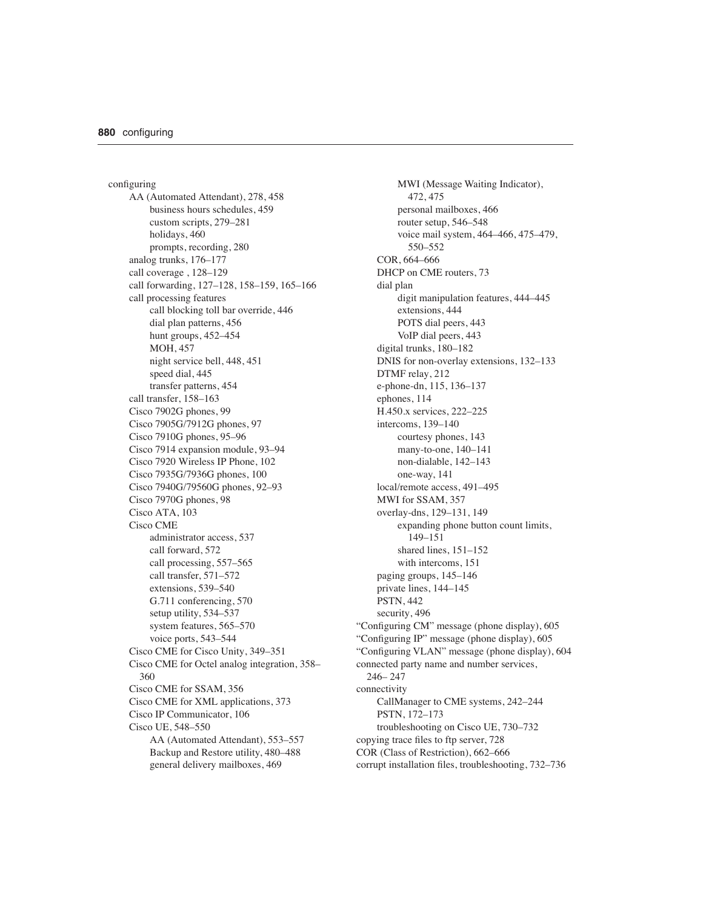configuring
- AA (Automated Attendant), 278, 458
  - business hours schedules, 459
  - custom scripts, 279–281
  - holidays, 460
  - prompts, recording, 280
- analog trunks, 176–177
- call coverage , 128–129
- call forwarding, 127–128, 158–159, 165–166
- call processing features
  - call blocking toll bar override, 446
  - dial plan patterns, 456
  - hunt groups, 452–454
  - MOH, 457
  - night service bell, 448, 451
  - speed dial, 445
  - transfer patterns, 454
- call transfer, 158–163
- Cisco 7902G phones, 99
- Cisco 7905G/7912G phones, 97
- Cisco 7910G phones, 95–96
- Cisco 7914 expansion module, 93–94
- Cisco 7920 Wireless IP Phone, 102
- Cisco 7935G/7936G phones, 100
- Cisco 7940G/79560G phones, 92–93
- Cisco 7970G phones, 98
- Cisco ATA, 103
- Cisco CME
  - administrator access, 537
  - call forward, 572
  - call processing, 557–565
  - call transfer, 571–572
  - extensions, 539–540
  - G.711 conferencing, 570
  - setup utility, 534–537
  - system features, 565–570
  - voice ports, 543–544
- Cisco CME for Cisco Unity, 349–351
- Cisco CME for Octel analog integration, 358–360
- Cisco CME for SSAM, 356
- Cisco CME for XML applications, 373
- Cisco IP Communicator, 106
- Cisco UE, 548–550
  - AA (Automated Attendant), 553–557
  - Backup and Restore utility, 480–488
  - general delivery mailboxes, 469
  - MWI (Message Waiting Indicator), 472, 475
  - personal mailboxes, 466
  - router setup, 546–548
  - voice mail system, 464–466, 475–479, 550–552
- COR, 664–666
- DHCP on CME routers, 73
- dial plan
  - digit manipulation features, 444–445
  - extensions, 444
  - POTS dial peers, 443
  - VoIP dial peers, 443
- digital trunks, 180–182
- DNIS for non-overlay extensions, 132–133
- DTMF relay, 212
- e-phone-dn, 115, 136–137
- ephones, 114
- H.450.x services, 222–225
- intercoms, 139–140
  - courtesy phones, 143
  - many-to-one, 140–141
  - non-dialable, 142–143
  - one-way, 141
- local/remote access, 491–495
- MWI for SSAM, 357
- overlay-dns, 129–131, 149
  - expanding phone button count limits, 149–151
  - shared lines, 151–152
  - with intercoms, 151
- paging groups, 145–146
- private lines, 144–145
- PSTN, 442
- security, 496

"Configuring CM" message (phone display), 605

"Configuring IP" message (phone display), 605

"Configuring VLAN" message (phone display), 604

connected party name and number services, 246– 247

connectivity
- CallManager to CME systems, 242–244
- PSTN, 172–173
- troubleshooting on Cisco UE, 730–732

copying trace files to ftp server, 728

COR (Class of Restriction), 662–666

corrupt installation files, troubleshooting, 732–736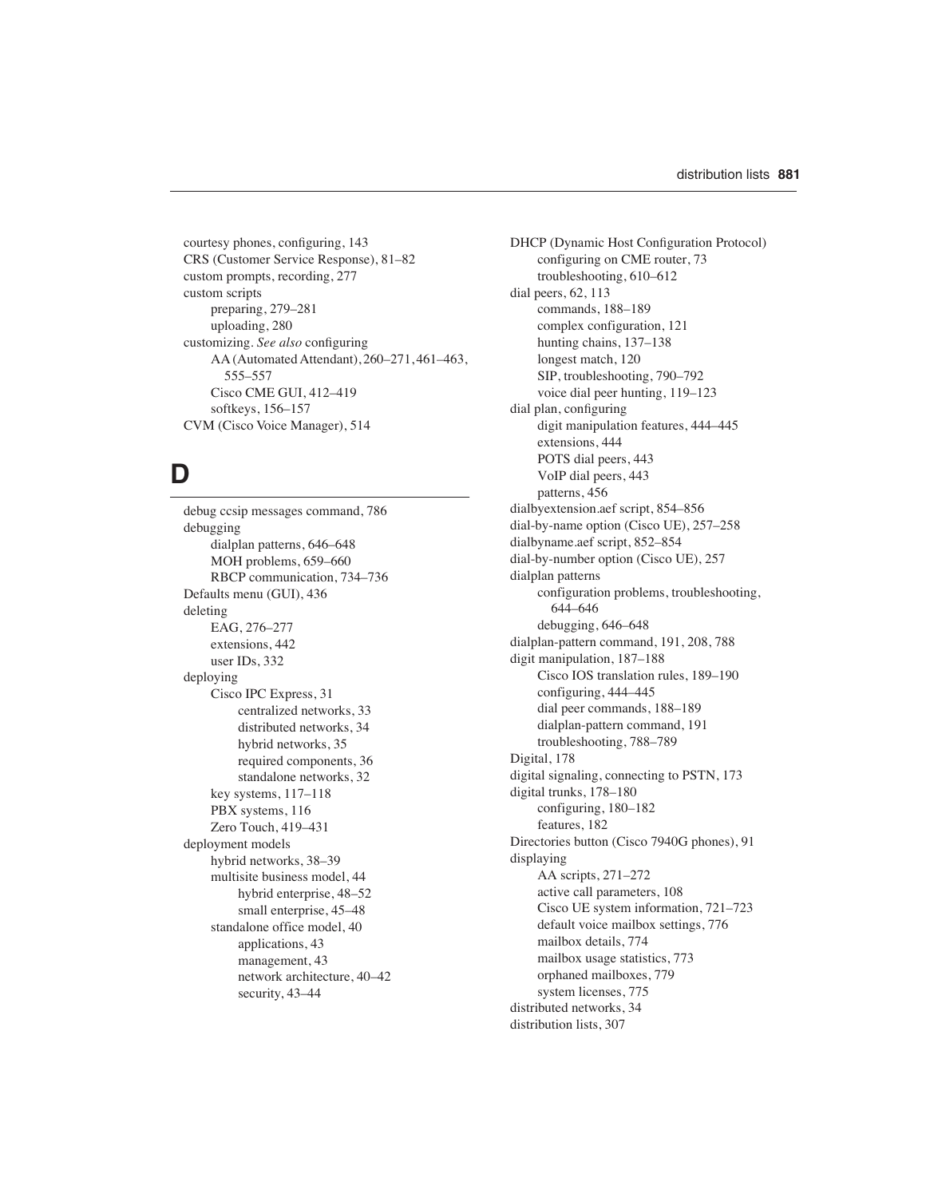courtesy phones, configuring, 143
CRS (Customer Service Response), 81–82
custom prompts, recording, 277
custom scripts
- preparing, 279–281
- uploading, 280

customizing. *See also* configuring
- AA (Automated Attendant), 260–271, 461–463, 555–557
- Cisco CME GUI, 412–419
- softkeys, 156–157

CVM (Cisco Voice Manager), 514

## D

debug ccsip messages command, 786
debugging
- dialplan patterns, 646–648
- MOH problems, 659–660
- RBCP communication, 734–736

Defaults menu (GUI), 436
deleting
- EAG, 276–277
- extensions, 442
- user IDs, 332

deploying
- Cisco IPC Express, 31
  - centralized networks, 33
  - distributed networks, 34
  - hybrid networks, 35
  - required components, 36
  - standalone networks, 32
- key systems, 117–118
- PBX systems, 116
- Zero Touch, 419–431

deployment models
- hybrid networks, 38–39
- multisite business model, 44
  - hybrid enterprise, 48–52
  - small enterprise, 45–48
- standalone office model, 40
  - applications, 43
  - management, 43
  - network architecture, 40–42
  - security, 43–44

DHCP (Dynamic Host Configuration Protocol)
- configuring on CME router, 73
- troubleshooting, 610–612

dial peers, 62, 113
- commands, 188–189
- complex configuration, 121
- hunting chains, 137–138
- longest match, 120
- SIP, troubleshooting, 790–792
- voice dial peer hunting, 119–123

dial plan, configuring
- digit manipulation features, 444–445
- extensions, 444
- POTS dial peers, 443
- VoIP dial peers, 443
- patterns, 456

dialbyextension.aef script, 854–856
dial-by-name option (Cisco UE), 257–258
dialbyname.aef script, 852–854
dial-by-number option (Cisco UE), 257
dialplan patterns
- configuration problems, troubleshooting, 644–646
- debugging, 646–648

dialplan-pattern command, 191, 208, 788
digit manipulation, 187–188
- Cisco IOS translation rules, 189–190
- configuring, 444–445
- dial peer commands, 188–189
- dialplan-pattern command, 191
- troubleshooting, 788–789

Digital, 178
digital signaling, connecting to PSTN, 173
digital trunks, 178–180
- configuring, 180–182
- features, 182

Directories button (Cisco 7940G phones), 91
displaying
- AA scripts, 271–272
- active call parameters, 108
- Cisco UE system information, 721–723
- default voice mailbox settings, 776
- mailbox details, 774
- mailbox usage statistics, 773
- orphaned mailboxes, 779
- system licenses, 775

distributed networks, 34
distribution lists, 307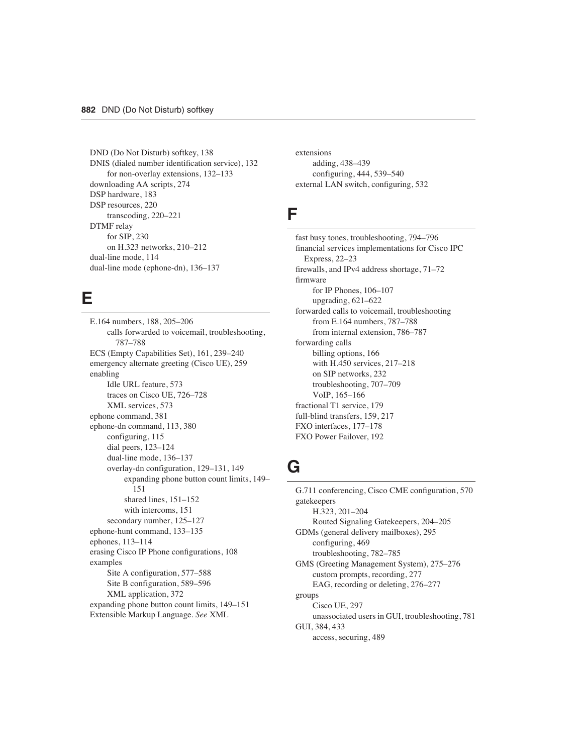DND (Do Not Disturb) softkey, 138
DNIS (dialed number identification service), 132
  for non-overlay extensions, 132–133
downloading AA scripts, 274
DSP hardware, 183
DSP resources, 220
  transcoding, 220–221
DTMF relay
  for SIP, 230
  on H.323 networks, 210–212
dual-line mode, 114
dual-line mode (ephone-dn), 136–137

## E

E.164 numbers, 188, 205–206
  calls forwarded to voicemail, troubleshooting, 787–788
ECS (Empty Capabilities Set), 161, 239–240
emergency alternate greeting (Cisco UE), 259
enabling
  Idle URL feature, 573
  traces on Cisco UE, 726–728
  XML services, 573
ephone command, 381
ephone-dn command, 113, 380
  configuring, 115
  dial peers, 123–124
  dual-line mode, 136–137
  overlay-dn configuration, 129–131, 149
    expanding phone button count limits, 149–151
    shared lines, 151–152
    with intercoms, 151
  secondary number, 125–127
ephone-hunt command, 133–135
ephones, 113–114
erasing Cisco IP Phone configurations, 108
examples
  Site A configuration, 577–588
  Site B configuration, 589–596
  XML application, 372
expanding phone button count limits, 149–151
Extensible Markup Language. *See* XML
extensions
  adding, 438–439
  configuring, 444, 539–540
external LAN switch, configuring, 532

## F

fast busy tones, troubleshooting, 794–796
financial services implementations for Cisco IPC Express, 22–23
firewalls, and IPv4 address shortage, 71–72
firmware
  for IP Phones, 106–107
  upgrading, 621–622
forwarded calls to voicemail, troubleshooting
  from E.164 numbers, 787–788
  from internal extension, 786–787
forwarding calls
  billing options, 166
  with H.450 services, 217–218
  on SIP networks, 232
  troubleshooting, 707–709
  VoIP, 165–166
fractional T1 service, 179
full-blind transfers, 159, 217
FXO interfaces, 177–178
FXO Power Failover, 192

## G

G.711 conferencing, Cisco CME configuration, 570
gatekeepers
  H.323, 201–204
  Routed Signaling Gatekeepers, 204–205
GDMs (general delivery mailboxes), 295
  configuring, 469
  troubleshooting, 782–785
GMS (Greeting Management System), 275–276
  custom prompts, recording, 277
  EAG, recording or deleting, 276–277
groups
  Cisco UE, 297
  unassociated users in GUI, troubleshooting, 781
GUI, 384, 433
  access, securing, 489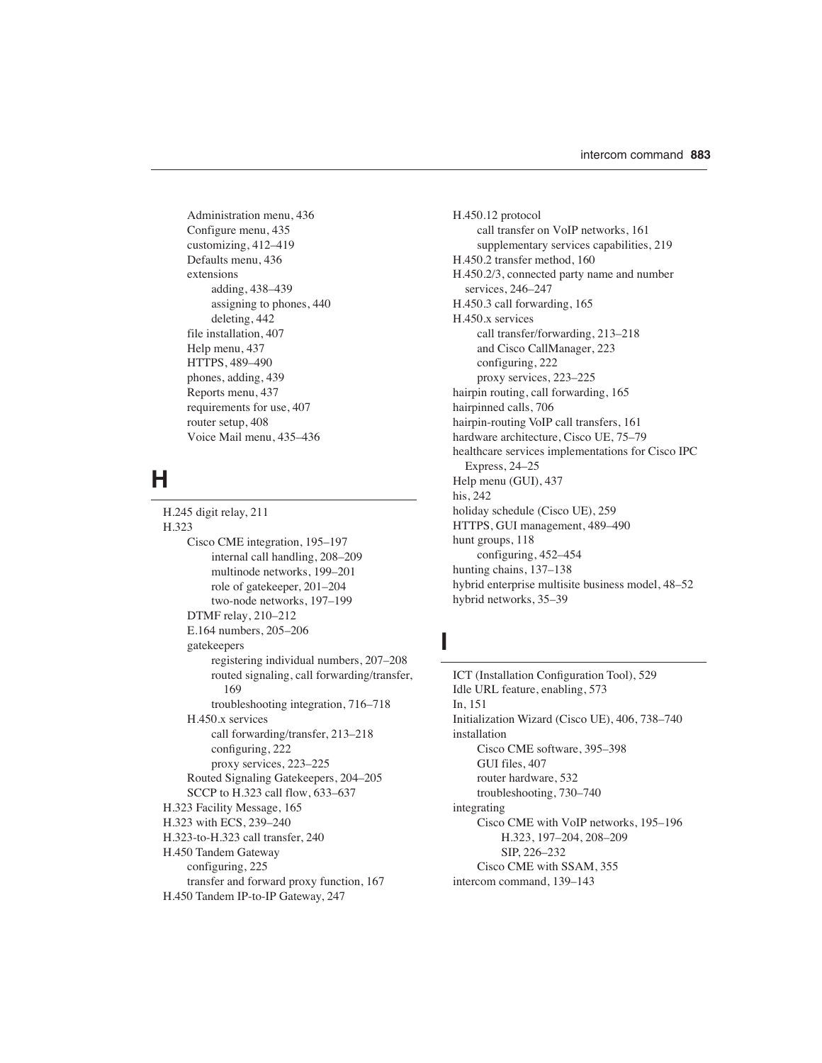- Administration menu, 436
- Configure menu, 435
- customizing, 412–419
- Defaults menu, 436
- extensions
  - adding, 438–439
  - assigning to phones, 440
  - deleting, 442
- file installation, 407
- Help menu, 437
- HTTPS, 489–490
- phones, adding, 439
- Reports menu, 437
- requirements for use, 407
- router setup, 408
- Voice Mail menu, 435–436

## H

- H.245 digit relay, 211
- H.323
  - Cisco CME integration, 195–197
    - internal call handling, 208–209
    - multinode networks, 199–201
    - role of gatekeeper, 201–204
    - two-node networks, 197–199
  - DTMF relay, 210–212
  - E.164 numbers, 205–206
  - gatekeepers
    - registering individual numbers, 207–208
    - routed signaling, call forwarding/transfer, 169
    - troubleshooting integration, 716–718
  - H.450.x services
    - call forwarding/transfer, 213–218
    - configuring, 222
    - proxy services, 223–225
  - Routed Signaling Gatekeepers, 204–205
  - SCCP to H.323 call flow, 633–637
- H.323 Facility Message, 165
- H.323 with ECS, 239–240
- H.323-to-H.323 call transfer, 240
- H.450 Tandem Gateway
  - configuring, 225
  - transfer and forward proxy function, 167
- H.450 Tandem IP-to-IP Gateway, 247
- H.450.12 protocol
  - call transfer on VoIP networks, 161
  - supplementary services capabilities, 219
- H.450.2 transfer method, 160
- H.450.2/3, connected party name and number services, 246–247
- H.450.3 call forwarding, 165
- H.450.x services
  - call transfer/forwarding, 213–218
  - and Cisco CallManager, 223
  - configuring, 222
  - proxy services, 223–225
- hairpin routing, call forwarding, 165
- hairpinned calls, 706
- hairpin-routing VoIP call transfers, 161
- hardware architecture, Cisco UE, 75–79
- healthcare services implementations for Cisco IPC Express, 24–25
- Help menu (GUI), 437
- his, 242
- holiday schedule (Cisco UE), 259
- HTTPS, GUI management, 489–490
- hunt groups, 118
  - configuring, 452–454
- hunting chains, 137–138
- hybrid enterprise multisite business model, 48–52
- hybrid networks, 35–39

## I

- ICT (Installation Configuration Tool), 529
- Idle URL feature, enabling, 573
- In, 151
- Initialization Wizard (Cisco UE), 406, 738–740
- installation
  - Cisco CME software, 395–398
  - GUI files, 407
  - router hardware, 532
  - troubleshooting, 730–740
- integrating
  - Cisco CME with VoIP networks, 195–196
    - H.323, 197–204, 208–209
    - SIP, 226–232
  - Cisco CME with SSAM, 355
- intercom command, 139–143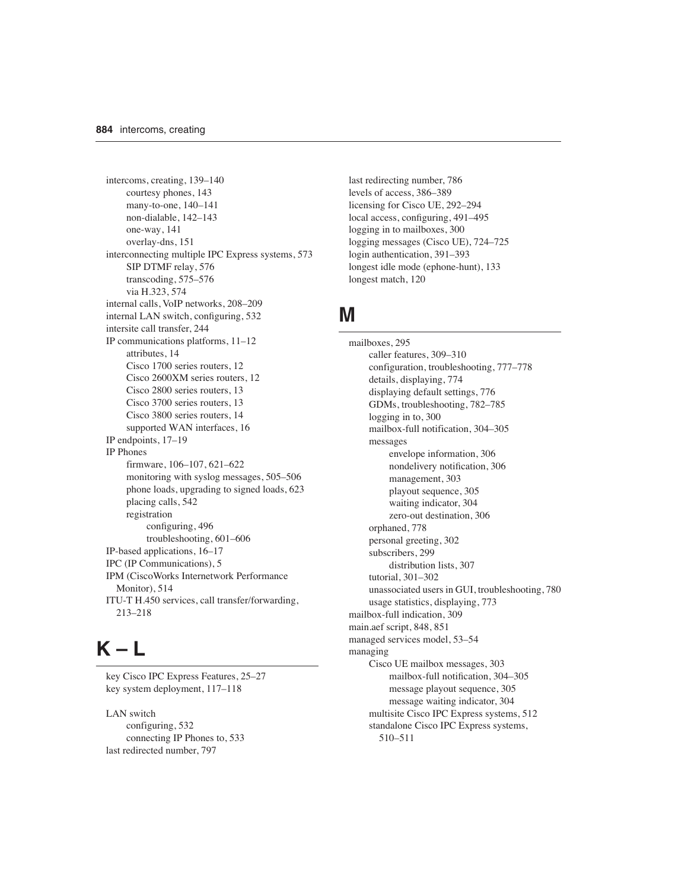intercoms, creating, 139–140
  courtesy phones, 143
  many-to-one, 140–141
  non-dialable, 142–143
  one-way, 141
  overlay-dns, 151
interconnecting multiple IPC Express systems, 573
  SIP DTMF relay, 576
  transcoding, 575–576
  via H.323, 574
internal calls, VoIP networks, 208–209
internal LAN switch, configuring, 532
intersite call transfer, 244
IP communications platforms, 11–12
  attributes, 14
  Cisco 1700 series routers, 12
  Cisco 2600XM series routers, 12
  Cisco 2800 series routers, 13
  Cisco 3700 series routers, 13
  Cisco 3800 series routers, 14
  supported WAN interfaces, 16
IP endpoints, 17–19
IP Phones
  firmware, 106–107, 621–622
  monitoring with syslog messages, 505–506
  phone loads, upgrading to signed loads, 623
  placing calls, 542
  registration
    configuring, 496
    troubleshooting, 601–606
IP-based applications, 16–17
IPC (IP Communications), 5
IPM (CiscoWorks Internetwork Performance Monitor), 514
ITU-T H.450 services, call transfer/forwarding, 213–218

# K – L

key Cisco IPC Express Features, 25–27
key system deployment, 117–118

LAN switch
  configuring, 532
  connecting IP Phones to, 533
last redirected number, 797
last redirecting number, 786
levels of access, 386–389
licensing for Cisco UE, 292–294
local access, configuring, 491–495
logging in to mailboxes, 300
logging messages (Cisco UE), 724–725
login authentication, 391–393
longest idle mode (ephone-hunt), 133
longest match, 120

# M

mailboxes, 295
  caller features, 309–310
  configuration, troubleshooting, 777–778
  details, displaying, 774
  displaying default settings, 776
  GDMs, troubleshooting, 782–785
  logging in to, 300
  mailbox-full notification, 304–305
  messages
    envelope information, 306
    nondelivery notification, 306
    management, 303
    playout sequence, 305
    waiting indicator, 304
    zero-out destination, 306
  orphaned, 778
  personal greeting, 302
  subscribers, 299
    distribution lists, 307
  tutorial, 301–302
  unassociated users in GUI, troubleshooting, 780
  usage statistics, displaying, 773
mailbox-full indication, 309
main.aef script, 848, 851
managed services model, 53–54
managing
  Cisco UE mailbox messages, 303
    mailbox-full notification, 304–305
    message playout sequence, 305
    message waiting indicator, 304
  multisite Cisco IPC Express systems, 512
  standalone Cisco IPC Express systems, 510–511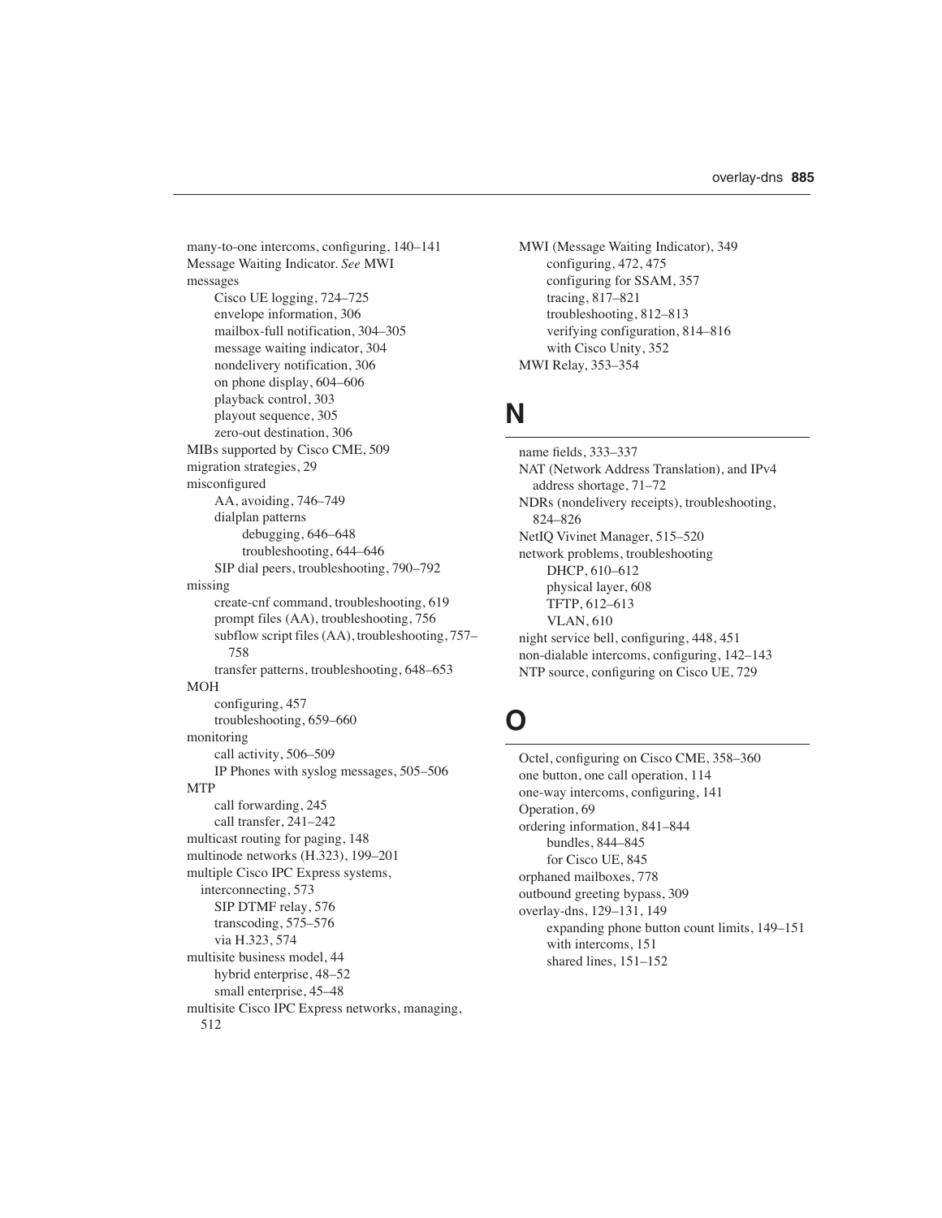many-to-one intercoms, configuring, 140–141
Message Waiting Indicator. *See* MWI
messages
- Cisco UE logging, 724–725
- envelope information, 306
- mailbox-full notification, 304–305
- message waiting indicator, 304
- nondelivery notification, 306
- on phone display, 604–606
- playback control, 303
- playout sequence, 305
- zero-out destination, 306

MIBs supported by Cisco CME, 509
migration strategies, 29
misconfigured
- AA, avoiding, 746–749
- dialplan patterns
  - debugging, 646–648
  - troubleshooting, 644–646
- SIP dial peers, troubleshooting, 790–792

missing
- create-cnf command, troubleshooting, 619
- prompt files (AA), troubleshooting, 756
- subflow script files (AA), troubleshooting, 757–758
- transfer patterns, troubleshooting, 648–653

MOH
- configuring, 457
- troubleshooting, 659–660

monitoring
- call activity, 506–509
- IP Phones with syslog messages, 505–506

MTP
- call forwarding, 245
- call transfer, 241–242

multicast routing for paging, 148
multinode networks (H.323), 199–201
multiple Cisco IPC Express systems, interconnecting, 573
- SIP DTMF relay, 576
- transcoding, 575–576
- via H.323, 574

multisite business model, 44
- hybrid enterprise, 48–52
- small enterprise, 45–48

multisite Cisco IPC Express networks, managing, 512

MWI (Message Waiting Indicator), 349
- configuring, 472, 475
- configuring for SSAM, 357
- tracing, 817–821
- troubleshooting, 812–813
- verifying configuration, 814–816
- with Cisco Unity, 352

MWI Relay, 353–354

# N

name fields, 333–337
NAT (Network Address Translation), and IPv4 address shortage, 71–72
NDRs (nondelivery receipts), troubleshooting, 824–826
NetIQ Vivinet Manager, 515–520
network problems, troubleshooting
- DHCP, 610–612
- physical layer, 608
- TFTP, 612–613
- VLAN, 610

night service bell, configuring, 448, 451
non-dialable intercoms, configuring, 142–143
NTP source, configuring on Cisco UE, 729

# O

Octel, configuring on Cisco CME, 358–360
one button, one call operation, 114
one-way intercoms, configuring, 141
Operation, 69
ordering information, 841–844
- bundles, 844–845
- for Cisco UE, 845

orphaned mailboxes, 778
outbound greeting bypass, 309
overlay-dns, 129–131, 149
- expanding phone button count limits, 149–151
- with intercoms, 151
- shared lines, 151–152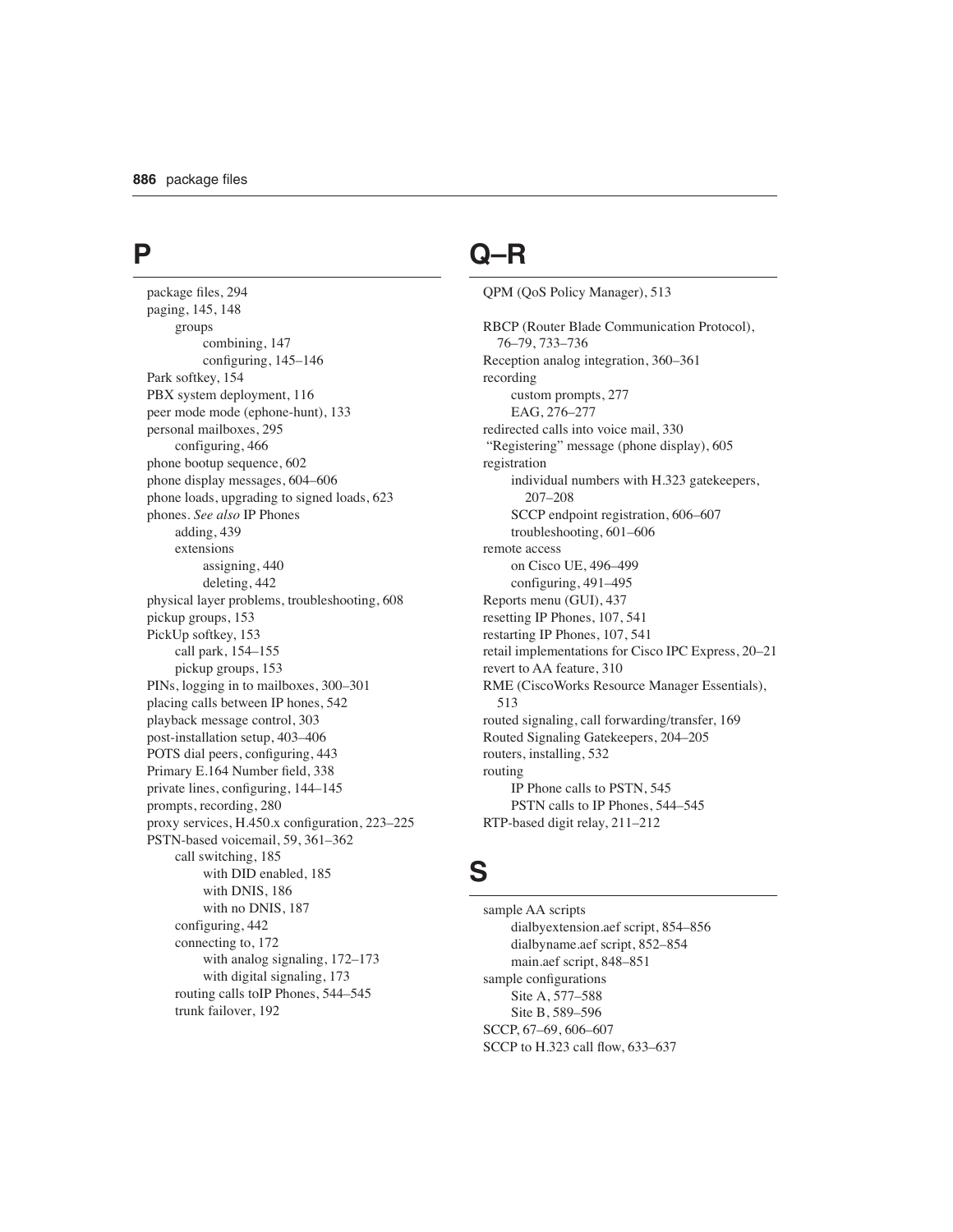## P

- package files, 294
- paging, 145, 148
  - groups
    - combining, 147
    - configuring, 145–146
- Park softkey, 154
- PBX system deployment, 116
- peer mode mode (ephone-hunt), 133
- personal mailboxes, 295
  - configuring, 466
- phone bootup sequence, 602
- phone display messages, 604–606
- phone loads, upgrading to signed loads, 623
- phones. *See also* IP Phones
  - adding, 439
  - extensions
    - assigning, 440
    - deleting, 442
- physical layer problems, troubleshooting, 608
- pickup groups, 153
- PickUp softkey, 153
  - call park, 154–155
  - pickup groups, 153
- PINs, logging in to mailboxes, 300–301
- placing calls between IP hones, 542
- playback message control, 303
- post-installation setup, 403–406
- POTS dial peers, configuring, 443
- Primary E.164 Number field, 338
- private lines, configuring, 144–145
- prompts, recording, 280
- proxy services, H.450.x configuration, 223–225
- PSTN-based voicemail, 59, 361–362
  - call switching, 185
    - with DID enabled, 185
    - with DNIS, 186
    - with no DNIS, 187
  - configuring, 442
  - connecting to, 172
    - with analog signaling, 172–173
    - with digital signaling, 173
  - routing calls toIP Phones, 544–545
  - trunk failover, 192

## Q–R

- QPM (QoS Policy Manager), 513

- RBCP (Router Blade Communication Protocol), 76–79, 733–736
- Reception analog integration, 360–361
- recording
  - custom prompts, 277
  - EAG, 276–277
- redirected calls into voice mail, 330
- "Registering" message (phone display), 605
- registration
  - individual numbers with H.323 gatekeepers, 207–208
  - SCCP endpoint registration, 606–607
  - troubleshooting, 601–606
- remote access
  - on Cisco UE, 496–499
  - configuring, 491–495
- Reports menu (GUI), 437
- resetting IP Phones, 107, 541
- restarting IP Phones, 107, 541
- retail implementations for Cisco IPC Express, 20–21
- revert to AA feature, 310
- RME (CiscoWorks Resource Manager Essentials), 513
- routed signaling, call forwarding/transfer, 169
- Routed Signaling Gatekeepers, 204–205
- routers, installing, 532
- routing
  - IP Phone calls to PSTN, 545
  - PSTN calls to IP Phones, 544–545
- RTP-based digit relay, 211–212

## S

- sample AA scripts
  - dialbyextension.aef script, 854–856
  - dialbyname.aef script, 852–854
  - main.aef script, 848–851
- sample configurations
  - Site A, 577–588
  - Site B, 589–596
- SCCP, 67–69, 606–607
- SCCP to H.323 call flow, 633–637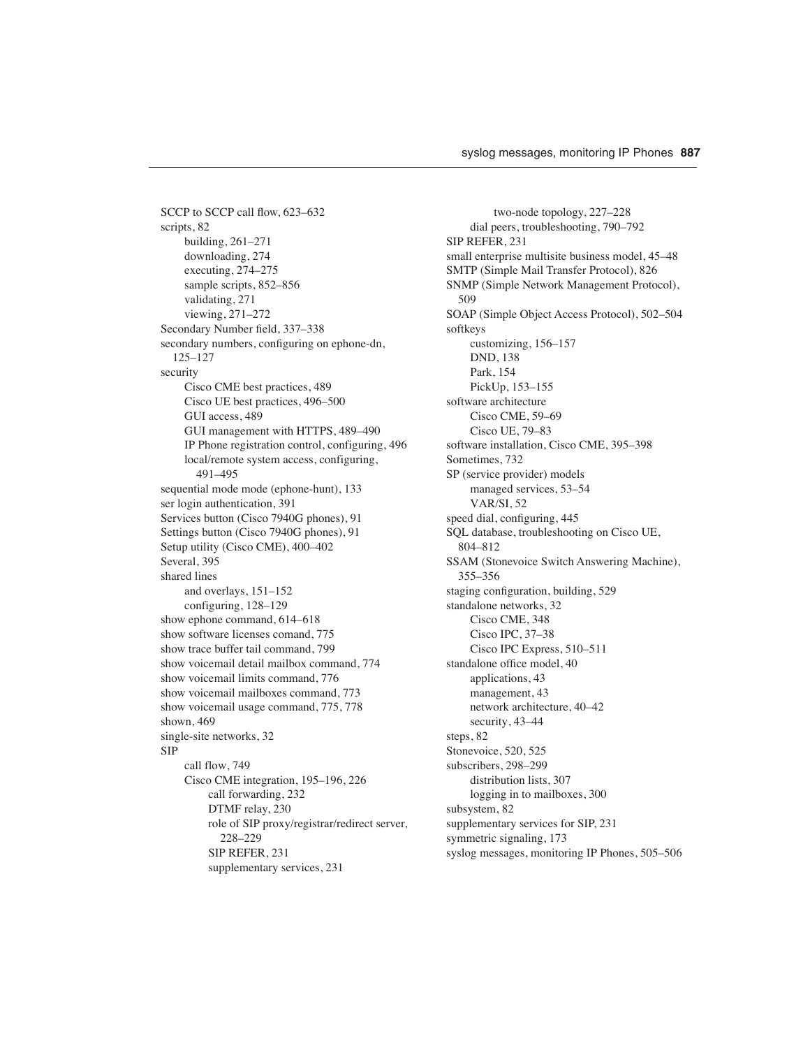SCCP to SCCP call flow, 623–632
scripts, 82
- building, 261–271
- downloading, 274
- executing, 274–275
- sample scripts, 852–856
- validating, 271
- viewing, 271–272

Secondary Number field, 337–338
secondary numbers, configuring on ephone-dn, 125–127
security
- Cisco CME best practices, 489
- Cisco UE best practices, 496–500
- GUI access, 489
- GUI management with HTTPS, 489–490
- IP Phone registration control, configuring, 496
- local/remote system access, configuring, 491–495

sequential mode mode (ephone-hunt), 133
ser login authentication, 391
Services button (Cisco 7940G phones), 91
Settings button (Cisco 7940G phones), 91
Setup utility (Cisco CME), 400–402
Several, 395
shared lines
- and overlays, 151–152
- configuring, 128–129

show ephone command, 614–618
show software licenses comand, 775
show trace buffer tail command, 799
show voicemail detail mailbox command, 774
show voicemail limits command, 776
show voicemail mailboxes command, 773
show voicemail usage command, 775, 778
shown, 469
single-site networks, 32
SIP
- call flow, 749
- Cisco CME integration, 195–196, 226
  - call forwarding, 232
  - DTMF relay, 230
  - role of SIP proxy/registrar/redirect server, 228–229
  - SIP REFER, 231
  - supplementary services, 231
  - two-node topology, 227–228
- dial peers, troubleshooting, 790–792

SIP REFER, 231
small enterprise multisite business model, 45–48
SMTP (Simple Mail Transfer Protocol), 826
SNMP (Simple Network Management Protocol), 509
SOAP (Simple Object Access Protocol), 502–504
softkeys
- customizing, 156–157
- DND, 138
- Park, 154
- PickUp, 153–155

software architecture
- Cisco CME, 59–69
- Cisco UE, 79–83

software installation, Cisco CME, 395–398
Sometimes, 732
SP (service provider) models
- managed services, 53–54
- VAR/SI, 52

speed dial, configuring, 445
SQL database, troubleshooting on Cisco UE, 804–812
SSAM (Stonevoice Switch Answering Machine), 355–356
staging configuration, building, 529
standalone networks, 32
- Cisco CME, 348
- Cisco IPC, 37–38
- Cisco IPC Express, 510–511

standalone office model, 40
- applications, 43
- management, 43
- network architecture, 40–42
- security, 43–44

steps, 82
Stonevoice, 520, 525
subscribers, 298–299
- distribution lists, 307
- logging in to mailboxes, 300

subsystem, 82
supplementary services for SIP, 231
symmetric signaling, 173
syslog messages, monitoring IP Phones, 505–506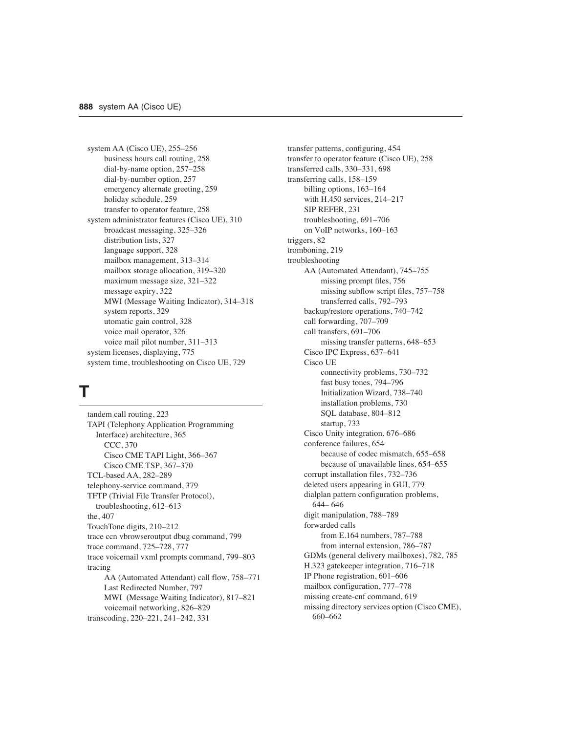system AA (Cisco UE), 255–256
- business hours call routing, 258
- dial-by-name option, 257–258
- dial-by-number option, 257
- emergency alternate greeting, 259
- holiday schedule, 259
- transfer to operator feature, 258

system administrator features (Cisco UE), 310
- broadcast messaging, 325–326
- distribution lists, 327
- language support, 328
- mailbox management, 313–314
- mailbox storage allocation, 319–320
- maximum message size, 321–322
- message expiry, 322
- MWI (Message Waiting Indicator), 314–318
- system reports, 329
- utomatic gain control, 328
- voice mail operator, 326
- voice mail pilot number, 311–313

system licenses, displaying, 775

system time, troubleshooting on Cisco UE, 729

# T

tandem call routing, 223

TAPI (Telephony Application Programming Interface) architecture, 365
- CCC, 370
- Cisco CME TAPI Light, 366–367
- Cisco CME TSP, 367–370

TCL-based AA, 282–289

telephony-service command, 379

TFTP (Trivial File Transfer Protocol), troubleshooting, 612–613

the, 407

TouchTone digits, 210–212

trace ccn vbrowseroutput dbug command, 799

trace command, 725–728, 777

trace voicemail vxml prompts command, 799–803

tracing
- AA (Automated Attendant) call flow, 758–771
- Last Redirected Number, 797
- MWI (Message Waiting Indicator), 817–821
- voicemail networking, 826–829

transcoding, 220–221, 241–242, 331

transfer patterns, configuring, 454

transfer to operator feature (Cisco UE), 258

transferred calls, 330–331, 698

transferring calls, 158–159
- billing options, 163–164
- with H.450 services, 214–217
- SIP REFER, 231
- troubleshooting, 691–706
- on VoIP networks, 160–163

triggers, 82

tromboning, 219

troubleshooting
- AA (Automated Attendant), 745–755
  - missing prompt files, 756
  - missing subflow script files, 757–758
  - transferred calls, 792–793
- backup/restore operations, 740–742
- call forwarding, 707–709
- call transfers, 691–706
  - missing transfer patterns, 648–653
- Cisco IPC Express, 637–641
- Cisco UE
  - connectivity problems, 730–732
  - fast busy tones, 794–796
  - Initialization Wizard, 738–740
  - installation problems, 730
  - SQL database, 804–812
  - startup, 733
- Cisco Unity integration, 676–686
- conference failures, 654
  - because of codec mismatch, 655–658
  - because of unavailable lines, 654–655
- corrupt installation files, 732–736
- deleted users appearing in GUI, 779
- dialplan pattern configuration problems, 644– 646
- digit manipulation, 788–789
- forwarded calls
  - from E.164 numbers, 787–788
  - from internal extension, 786–787
- GDMs (general delivery mailboxes), 782, 785
- H.323 gatekeeper integration, 716–718
- IP Phone registration, 601–606
- mailbox configuration, 777–778
- missing create-cnf command, 619
- missing directory services option (Cisco CME), 660–662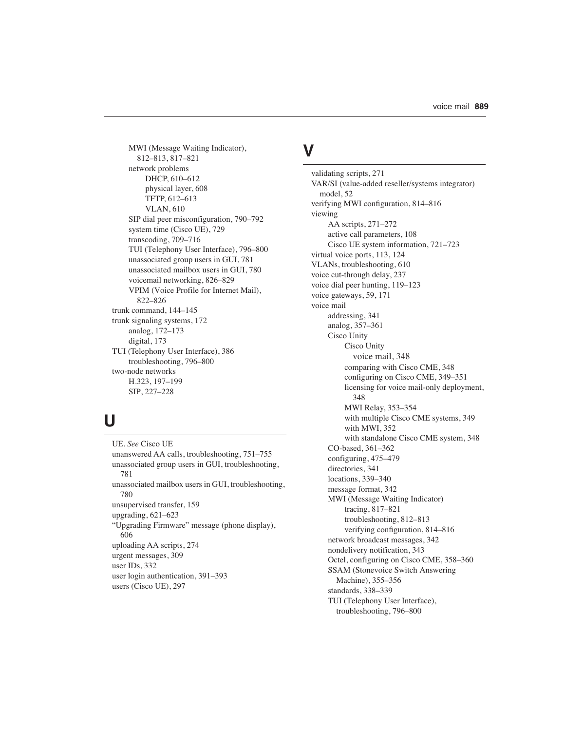- MWI (Message Waiting Indicator), 812–813, 817–821
- network problems
  - DHCP, 610–612
  - physical layer, 608
  - TFTP, 612–613
  - VLAN, 610
- SIP dial peer misconfiguration, 790–792
- system time (Cisco UE), 729
- transcoding, 709–716
- TUI (Telephony User Interface), 796–800
- unassociated group users in GUI, 781
- unassociated mailbox users in GUI, 780
- voicemail networking, 826–829
- VPIM (Voice Profile for Internet Mail), 822–826

trunk command, 144–145

trunk signaling systems, 172
- analog, 172–173
- digital, 173

TUI (Telephony User Interface), 386
- troubleshooting, 796–800

two-node networks
- H.323, 197–199
- SIP, 227–228

## U

UE. *See* Cisco UE

unanswered AA calls, troubleshooting, 751–755

unassociated group users in GUI, troubleshooting, 781

unassociated mailbox users in GUI, troubleshooting, 780

unsupervised transfer, 159

upgrading, 621–623

"Upgrading Firmware" message (phone display), 606

uploading AA scripts, 274

urgent messages, 309

user IDs, 332

user login authentication, 391–393

users (Cisco UE), 297

## V

validating scripts, 271

VAR/SI (value-added reseller/systems integrator) model, 52

verifying MWI configuration, 814–816

viewing
- AA scripts, 271–272
- active call parameters, 108
- Cisco UE system information, 721–723

virtual voice ports, 113, 124

VLANs, troubleshooting, 610

voice cut-through delay, 237

voice dial peer hunting, 119–123

voice gateways, 59, 171

voice mail
- addressing, 341
- analog, 357–361
- Cisco Unity
  - Cisco Unity
    - voice mail, 348
  - comparing with Cisco CME, 348
  - configuring on Cisco CME, 349–351
  - licensing for voice mail-only deployment, 348
  - MWI Relay, 353–354
  - with multiple Cisco CME systems, 349
  - with MWI, 352
  - with standalone Cisco CME system, 348
- CO-based, 361–362
- configuring, 475–479
- directories, 341
- locations, 339–340
- message format, 342
- MWI (Message Waiting Indicator)
  - tracing, 817–821
  - troubleshooting, 812–813
  - verifying configuration, 814–816
- network broadcast messages, 342
- nondelivery notification, 343
- Octel, configuring on Cisco CME, 358–360
- SSAM (Stonevoice Switch Answering Machine), 355–356
- standards, 338–339
- TUI (Telephony User Interface), troubleshooting, 796–800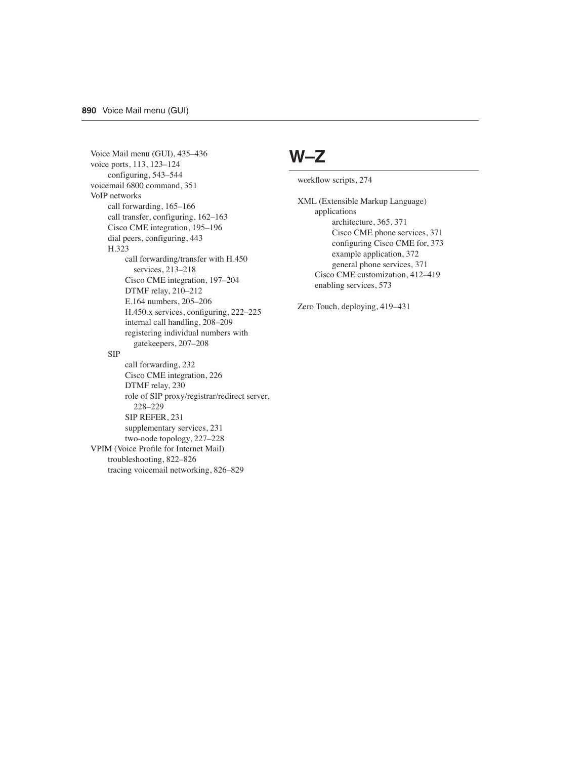Voice Mail menu (GUI), 435–436
voice ports, 113, 123–124
  configuring, 543–544
voicemail 6800 command, 351
VoIP networks
  call forwarding, 165–166
  call transfer, configuring, 162–163
  Cisco CME integration, 195–196
  dial peers, configuring, 443
  H.323
    call forwarding/transfer with H.450 services, 213–218
    Cisco CME integration, 197–204
    DTMF relay, 210–212
    E.164 numbers, 205–206
    H.450.x services, configuring, 222–225
    internal call handling, 208–209
    registering individual numbers with gatekeepers, 207–208
  SIP
    call forwarding, 232
    Cisco CME integration, 226
    DTMF relay, 230
    role of SIP proxy/registrar/redirect server, 228–229
    SIP REFER, 231
    supplementary services, 231
    two-node topology, 227–228
VPIM (Voice Profile for Internet Mail)
  troubleshooting, 822–826
  tracing voicemail networking, 826–829

# W–Z

workflow scripts, 274

XML (Extensible Markup Language)
  applications
    architecture, 365, 371
    Cisco CME phone services, 371
    configuring Cisco CME for, 373
    example application, 372
    general phone services, 371
  Cisco CME customization, 412–419
  enabling services, 573

Zero Touch, deploying, 419–431